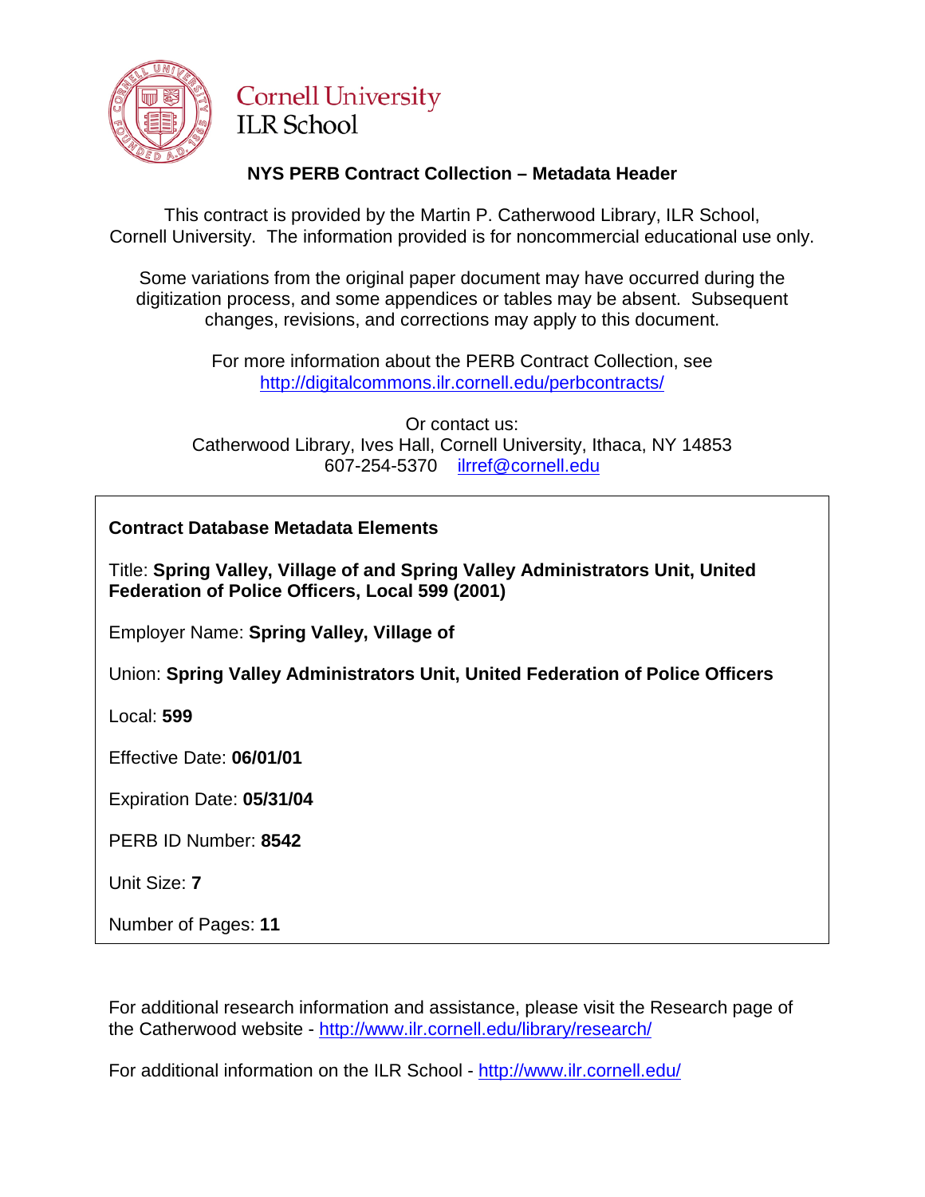Cornell University
ILR School

## NYS PERB Contract Collection – Metadata Header

This contract is provided by the Martin P. Catherwood Library, ILR School, Cornell University. The information provided is for noncommercial educational use only.

Some variations from the original paper document may have occurred during the digitization process, and some appendices or tables may be absent. Subsequent changes, revisions, and corrections may apply to this document.

For more information about the PERB Contract Collection, see http://digitalcommons.ilr.cornell.edu/perbcontracts/

Or contact us:
Catherwood Library, Ives Hall, Cornell University, Ithaca, NY 14853
607-254-5370 ilrref@cornell.edu

**Contract Database Metadata Elements**

Title: **Spring Valley, Village of and Spring Valley Administrators Unit, United Federation of Police Officers, Local 599 (2001)**

Employer Name: **Spring Valley, Village of**

Union: **Spring Valley Administrators Unit, United Federation of Police Officers**

Local: **599**

Effective Date: **06/01/01**

Expiration Date: **05/31/04**

PERB ID Number: **8542**

Unit Size: **7**

Number of Pages: **11**

For additional research information and assistance, please visit the Research page of the Catherwood website - http://www.ilr.cornell.edu/library/research/

For additional information on the ILR School - http://www.ilr.cornell.edu/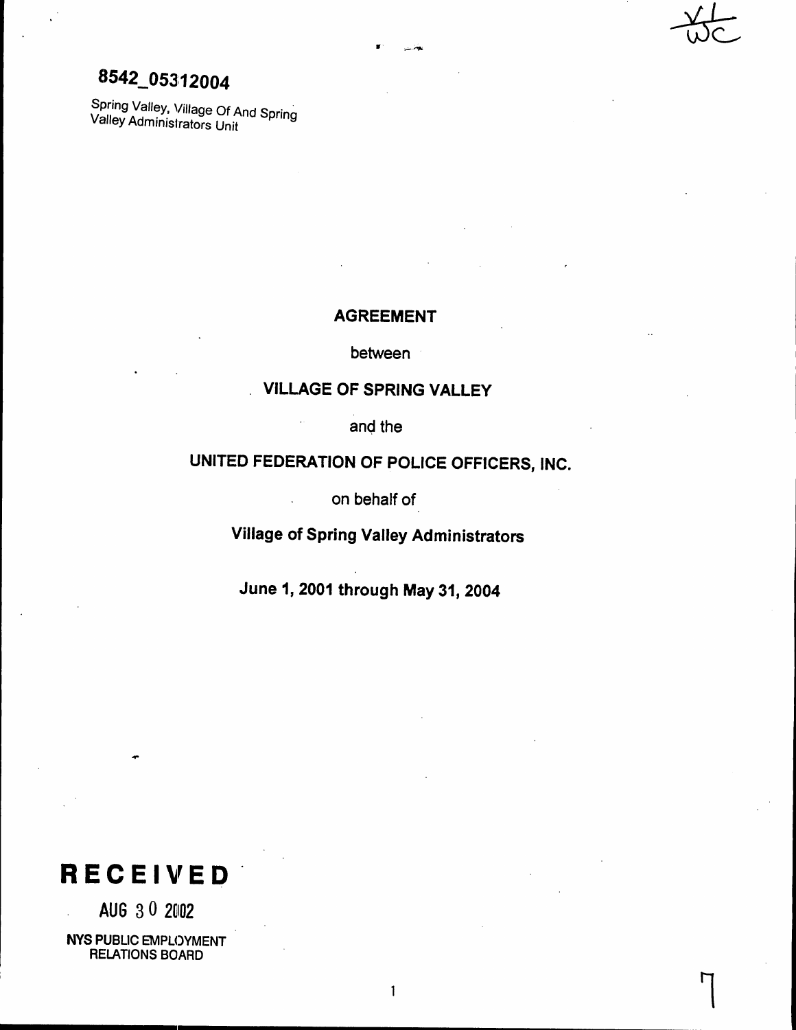8542_05312004

Spring Valley, Village Of And Spring Valley Administrators Unit

**AGREEMENT**

between

**VILLAGE OF SPRING VALLEY**

and the

**UNITED FEDERATION OF POLICE OFFICERS, INC.**

on behalf of

**Village of Spring Valley Administrators**

**June 1, 2001 through May 31, 2004**

**RECEIVED**

AUG 30 2002

NYS PUBLIC EMPLOYMENT RELATIONS BOARD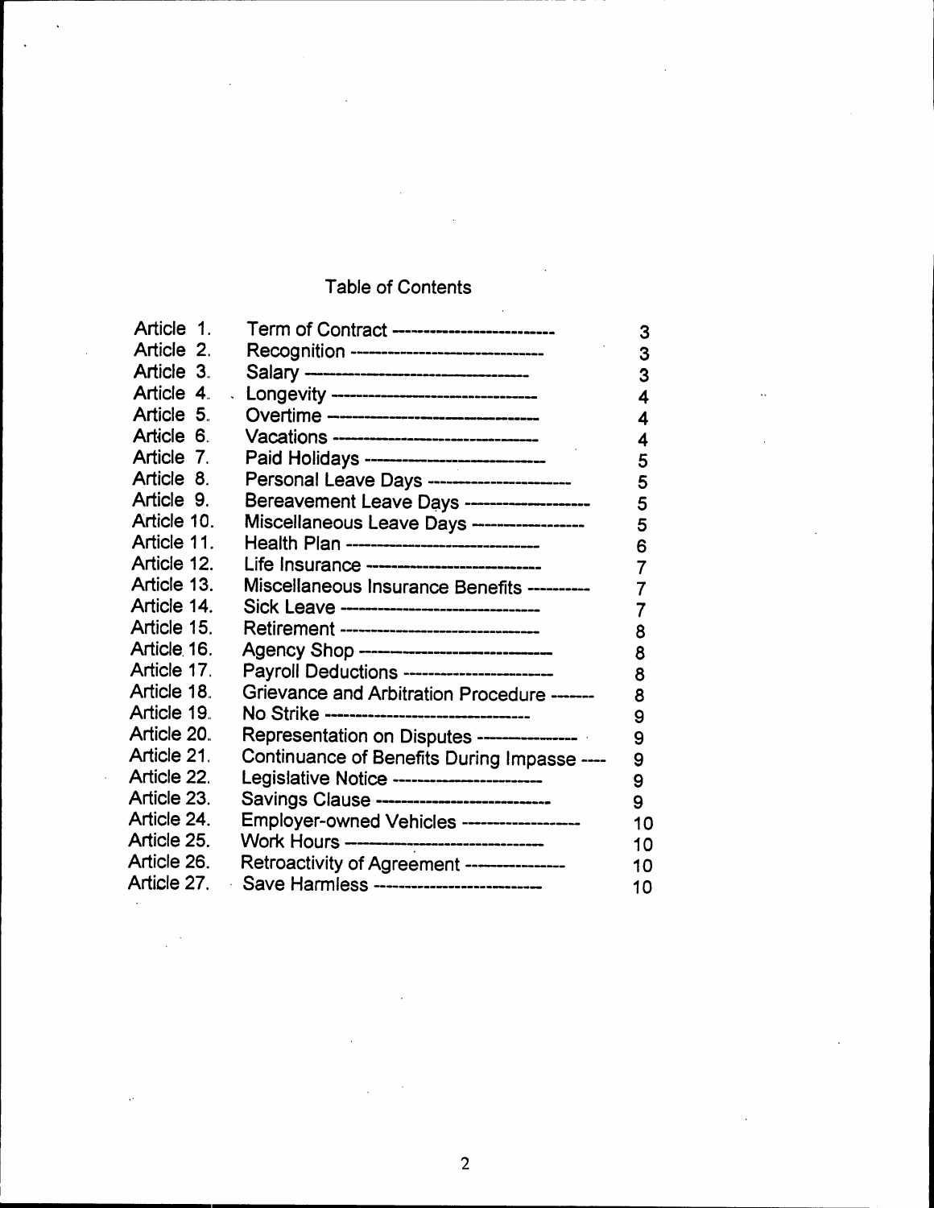# Table of Contents

| | | |
|---|---|---|
| Article 1. | Term of Contract | 3 |
| Article 2. | Recognition | 3 |
| Article 3. | Salary | 3 |
| Article 4. | Longevity | 4 |
| Article 5. | Overtime | 4 |
| Article 6. | Vacations | 4 |
| Article 7. | Paid Holidays | 5 |
| Article 8. | Personal Leave Days | 5 |
| Article 9. | Bereavement Leave Days | 5 |
| Article 10. | Miscellaneous Leave Days | 5 |
| Article 11. | Health Plan | 6 |
| Article 12. | Life Insurance | 7 |
| Article 13. | Miscellaneous Insurance Benefits | 7 |
| Article 14. | Sick Leave | 7 |
| Article 15. | Retirement | 8 |
| Article 16. | Agency Shop | 8 |
| Article 17. | Payroll Deductions | 8 |
| Article 18. | Grievance and Arbitration Procedure | 8 |
| Article 19. | No Strike | 9 |
| Article 20. | Representation on Disputes | 9 |
| Article 21. | Continuance of Benefits During Impasse | 9 |
| Article 22. | Legislative Notice | 9 |
| Article 23. | Savings Clause | 9 |
| Article 24. | Employer-owned Vehicles | 10 |
| Article 25. | Work Hours | 10 |
| Article 26. | Retroactivity of Agreement | 10 |
| Article 27. | Save Harmless | 10 |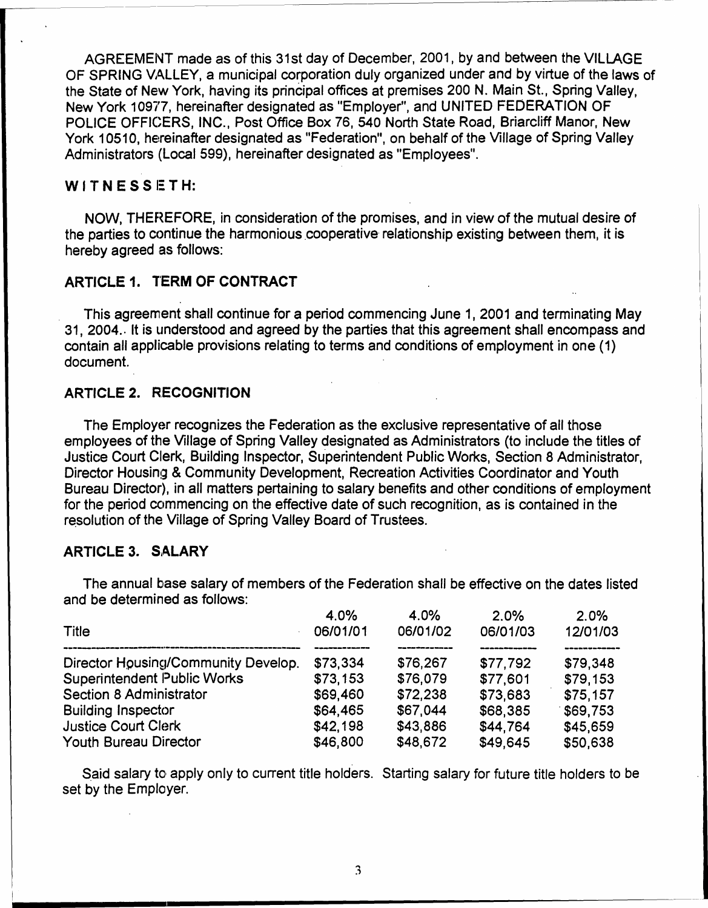AGREEMENT made as of this 31st day of December, 2001, by and between the VILLAGE OF SPRING VALLEY, a municipal corporation duly organized under and by virtue of the laws of the State of New York, having its principal offices at premises 200 N. Main St., Spring Valley, New York 10977, hereinafter designated as "Employer", and UNITED FEDERATION OF POLICE OFFICERS, INC., Post Office Box 76, 540 North State Road, Briarcliff Manor, New York 10510, hereinafter designated as "Federation", on behalf of the Village of Spring Valley Administrators (Local 599), hereinafter designated as "Employees".

**WITNESSETH:**

NOW, THEREFORE, in consideration of the promises, and in view of the mutual desire of the parties to continue the harmonious cooperative relationship existing between them, it is hereby agreed as follows:

## ARTICLE 1. TERM OF CONTRACT

This agreement shall continue for a period commencing June 1, 2001 and terminating May 31, 2004. It is understood and agreed by the parties that this agreement shall encompass and contain all applicable provisions relating to terms and conditions of employment in one (1) document.

## ARTICLE 2. RECOGNITION

The Employer recognizes the Federation as the exclusive representative of all those employees of the Village of Spring Valley designated as Administrators (to include the titles of Justice Court Clerk, Building Inspector, Superintendent Public Works, Section 8 Administrator, Director Housing & Community Development, Recreation Activities Coordinator and Youth Bureau Director), in all matters pertaining to salary benefits and other conditions of employment for the period commencing on the effective date of such recognition, as is contained in the resolution of the Village of Spring Valley Board of Trustees.

## ARTICLE 3. SALARY

The annual base salary of members of the Federation shall be effective on the dates listed and be determined as follows:

| Title | 4.0% 06/01/01 | 4.0% 06/01/02 | 2.0% 06/01/03 | 2.0% 12/01/03 |
|---|---|---|---|---|
| Director Housing/Community Develop. | $73,334 | $76,267 | $77,792 | $79,348 |
| Superintendent Public Works | $73,153 | $76,079 | $77,601 | $79,153 |
| Section 8 Administrator | $69,460 | $72,238 | $73,683 | $75,157 |
| Building Inspector | $64,465 | $67,044 | $68,385 | $69,753 |
| Justice Court Clerk | $42,198 | $43,886 | $44,764 | $45,659 |
| Youth Bureau Director | $46,800 | $48,672 | $49,645 | $50,638 |

Said salary to apply only to current title holders. Starting salary for future title holders to be set by the Employer.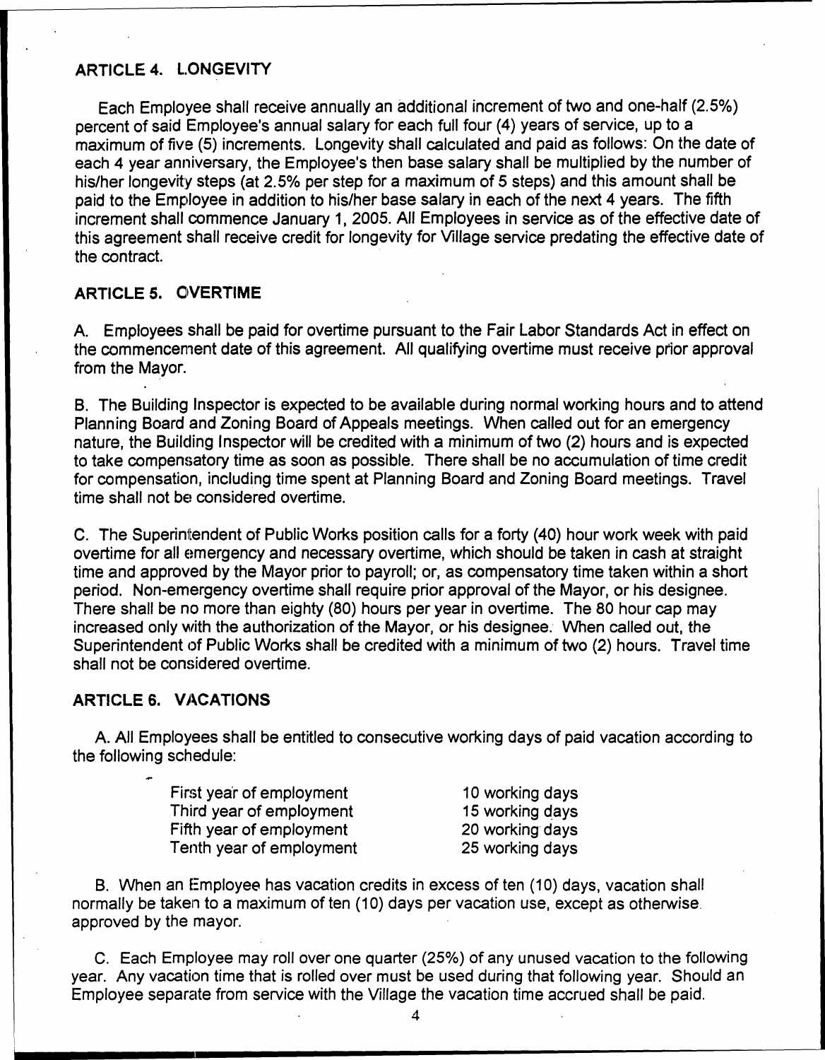## ARTICLE 4. LONGEVITY

Each Employee shall receive annually an additional increment of two and one-half (2.5%) percent of said Employee's annual salary for each full four (4) years of service, up to a maximum of five (5) increments. Longevity shall calculated and paid as follows: On the date of each 4 year anniversary, the Employee's then base salary shall be multiplied by the number of his/her longevity steps (at 2.5% per step for a maximum of 5 steps) and this amount shall be paid to the Employee in addition to his/her base salary in each of the next 4 years. The fifth increment shall commence January 1, 2005. All Employees in service as of the effective date of this agreement shall receive credit for longevity for Village service predating the effective date of the contract.

## ARTICLE 5. OVERTIME

A. Employees shall be paid for overtime pursuant to the Fair Labor Standards Act in effect on the commencement date of this agreement. All qualifying overtime must receive prior approval from the Mayor.

B. The Building Inspector is expected to be available during normal working hours and to attend Planning Board and Zoning Board of Appeals meetings. When called out for an emergency nature, the Building Inspector will be credited with a minimum of two (2) hours and is expected to take compensatory time as soon as possible. There shall be no accumulation of time credit for compensation, including time spent at Planning Board and Zoning Board meetings. Travel time shall not be considered overtime.

C. The Superintendent of Public Works position calls for a forty (40) hour work week with paid overtime for all emergency and necessary overtime, which should be taken in cash at straight time and approved by the Mayor prior to payroll; or, as compensatory time taken within a short period. Non-emergency overtime shall require prior approval of the Mayor, or his designee. There shall be no more than eighty (80) hours per year in overtime. The 80 hour cap may increased only with the authorization of the Mayor, or his designee. When called out, the Superintendent of Public Works shall be credited with a minimum of two (2) hours. Travel time shall not be considered overtime.

## ARTICLE 6. VACATIONS

A. All Employees shall be entitled to consecutive working days of paid vacation according to the following schedule:

| | |
|---|---|
| First year of employment | 10 working days |
| Third year of employment | 15 working days |
| Fifth year of employment | 20 working days |
| Tenth year of employment | 25 working days |

B. When an Employee has vacation credits in excess of ten (10) days, vacation shall normally be taken to a maximum of ten (10) days per vacation use, except as otherwise approved by the mayor.

C. Each Employee may roll over one quarter (25%) of any unused vacation to the following year. Any vacation time that is rolled over must be used during that following year. Should an Employee separate from service with the Village the vacation time accrued shall be paid.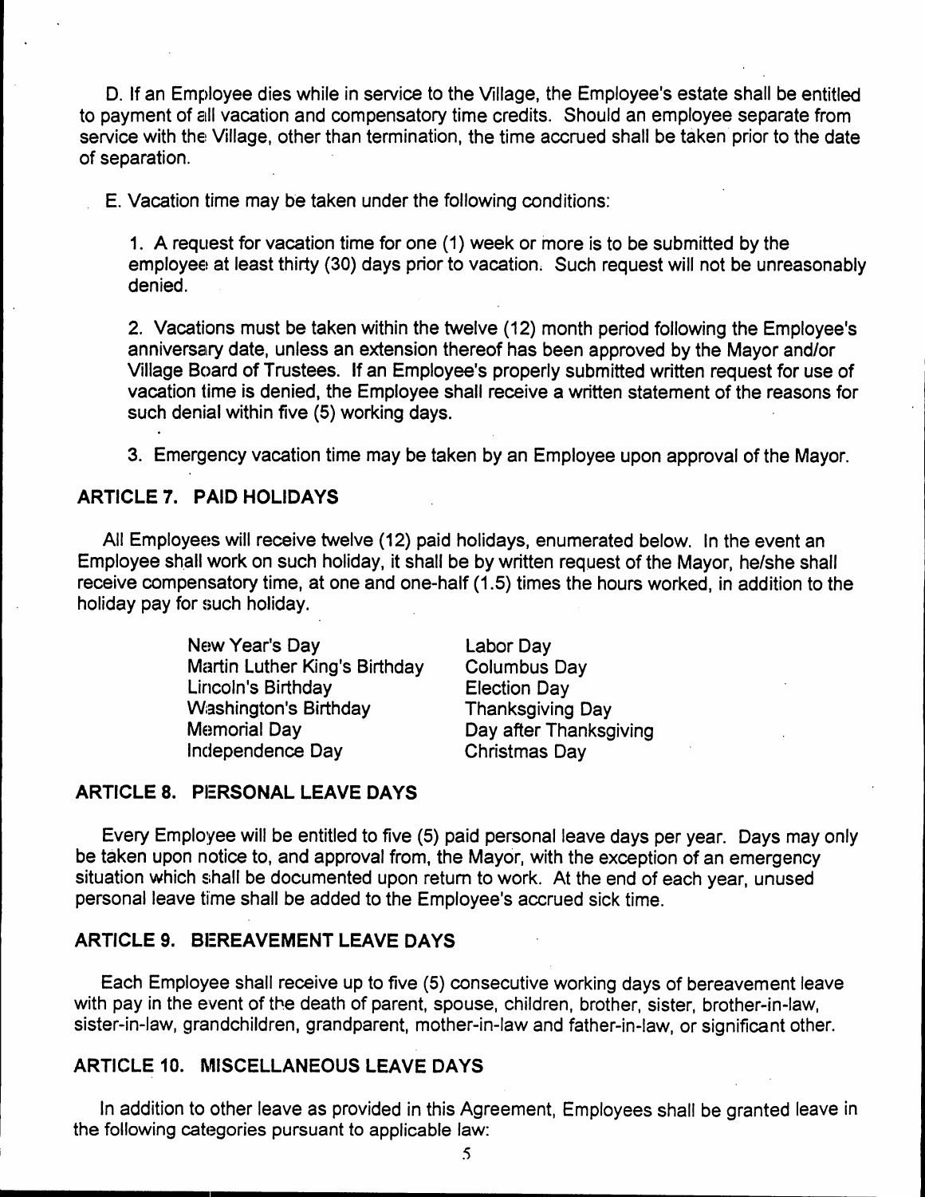D. If an Employee dies while in service to the Village, the Employee's estate shall be entitled to payment of all vacation and compensatory time credits. Should an employee separate from service with the Village, other than termination, the time accrued shall be taken prior to the date of separation.

E. Vacation time may be taken under the following conditions:

1. A request for vacation time for one (1) week or more is to be submitted by the employee at least thirty (30) days prior to vacation. Such request will not be unreasonably denied.

2. Vacations must be taken within the twelve (12) month period following the Employee's anniversary date, unless an extension thereof has been approved by the Mayor and/or Village Board of Trustees. If an Employee's properly submitted written request for use of vacation time is denied, the Employee shall receive a written statement of the reasons for such denial within five (5) working days.

3. Emergency vacation time may be taken by an Employee upon approval of the Mayor.

## ARTICLE 7. PAID HOLIDAYS

All Employees will receive twelve (12) paid holidays, enumerated below. In the event an Employee shall work on such holiday, it shall be by written request of the Mayor, he/she shall receive compensatory time, at one and one-half (1.5) times the hours worked, in addition to the holiday pay for such holiday.

- New Year's Day
- Martin Luther King's Birthday
- Lincoln's Birthday
- Washington's Birthday
- Memorial Day
- Independence Day
- Labor Day
- Columbus Day
- Election Day
- Thanksgiving Day
- Day after Thanksgiving
- Christmas Day

## ARTICLE 8. PERSONAL LEAVE DAYS

Every Employee will be entitled to five (5) paid personal leave days per year. Days may only be taken upon notice to, and approval from, the Mayor, with the exception of an emergency situation which shall be documented upon return to work. At the end of each year, unused personal leave time shall be added to the Employee's accrued sick time.

## ARTICLE 9. BEREAVEMENT LEAVE DAYS

Each Employee shall receive up to five (5) consecutive working days of bereavement leave with pay in the event of the death of parent, spouse, children, brother, sister, brother-in-law, sister-in-law, grandchildren, grandparent, mother-in-law and father-in-law, or significant other.

## ARTICLE 10. MISCELLANEOUS LEAVE DAYS

In addition to other leave as provided in this Agreement, Employees shall be granted leave in the following categories pursuant to applicable law: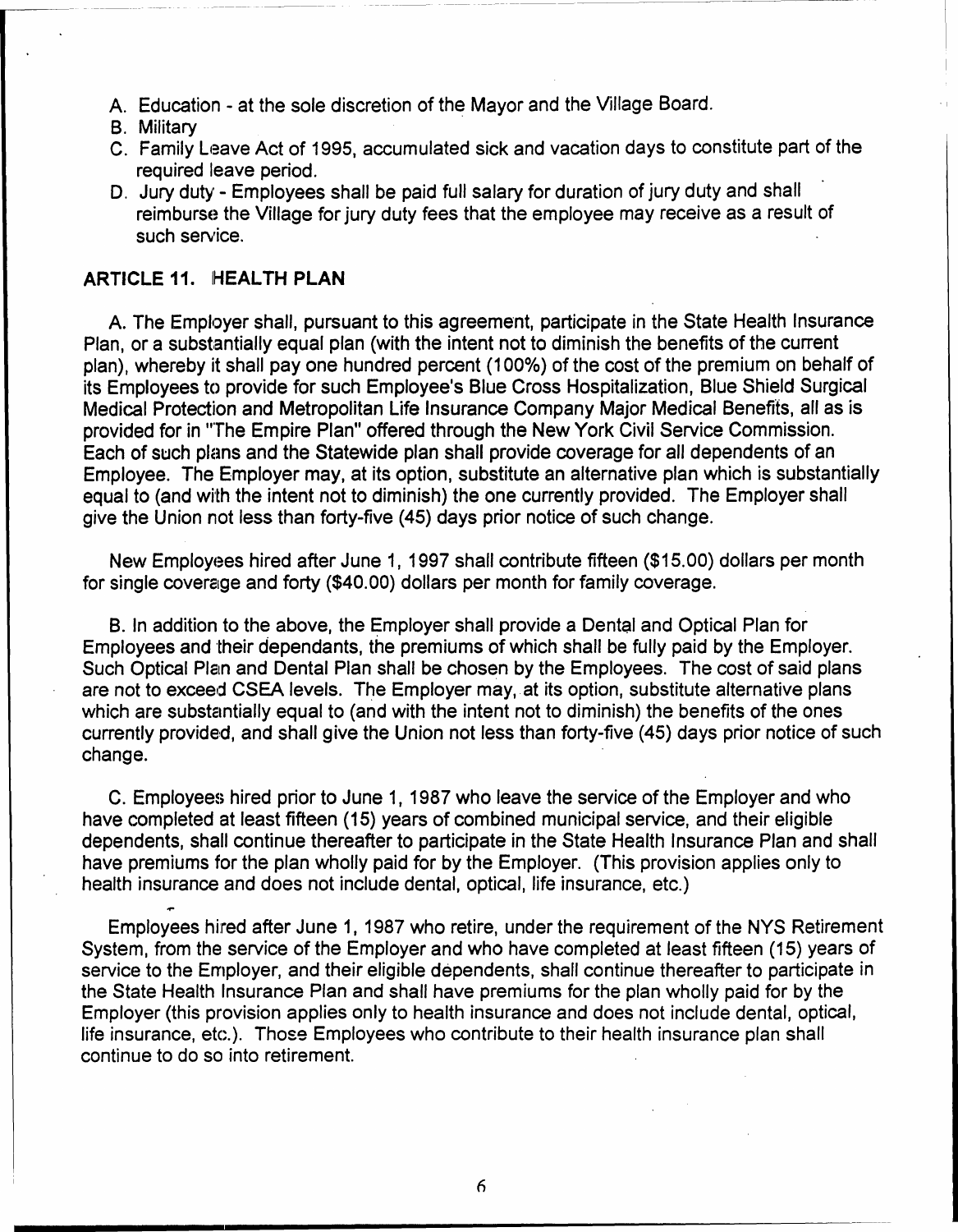A. Education - at the sole discretion of the Mayor and the Village Board.
B. Military
C. Family Leave Act of 1995, accumulated sick and vacation days to constitute part of the required leave period.
D. Jury duty - Employees shall be paid full salary for duration of jury duty and shall reimburse the Village for jury duty fees that the employee may receive as a result of such service.

## ARTICLE 11. HEALTH PLAN

A. The Employer shall, pursuant to this agreement, participate in the State Health Insurance Plan, or a substantially equal plan (with the intent not to diminish the benefits of the current plan), whereby it shall pay one hundred percent (100%) of the cost of the premium on behalf of its Employees to provide for such Employee's Blue Cross Hospitalization, Blue Shield Surgical Medical Protection and Metropolitan Life Insurance Company Major Medical Benefits, all as is provided for in "The Empire Plan" offered through the New York Civil Service Commission. Each of such plans and the Statewide plan shall provide coverage for all dependents of an Employee. The Employer may, at its option, substitute an alternative plan which is substantially equal to (and with the intent not to diminish) the one currently provided. The Employer shall give the Union not less than forty-five (45) days prior notice of such change.

New Employees hired after June 1, 1997 shall contribute fifteen ($15.00) dollars per month for single coverage and forty ($40.00) dollars per month for family coverage.

B. In addition to the above, the Employer shall provide a Dental and Optical Plan for Employees and their dependants, the premiums of which shall be fully paid by the Employer. Such Optical Plan and Dental Plan shall be chosen by the Employees. The cost of said plans are not to exceed CSEA levels. The Employer may, at its option, substitute alternative plans which are substantially equal to (and with the intent not to diminish) the benefits of the ones currently provided, and shall give the Union not less than forty-five (45) days prior notice of such change.

C. Employees hired prior to June 1, 1987 who leave the service of the Employer and who have completed at least fifteen (15) years of combined municipal service, and their eligible dependents, shall continue thereafter to participate in the State Health Insurance Plan and shall have premiums for the plan wholly paid for by the Employer. (This provision applies only to health insurance and does not include dental, optical, life insurance, etc.)

Employees hired after June 1, 1987 who retire, under the requirement of the NYS Retirement System, from the service of the Employer and who have completed at least fifteen (15) years of service to the Employer, and their eligible dependents, shall continue thereafter to participate in the State Health Insurance Plan and shall have premiums for the plan wholly paid for by the Employer (this provision applies only to health insurance and does not include dental, optical, life insurance, etc.). Those Employees who contribute to their health insurance plan shall continue to do so into retirement.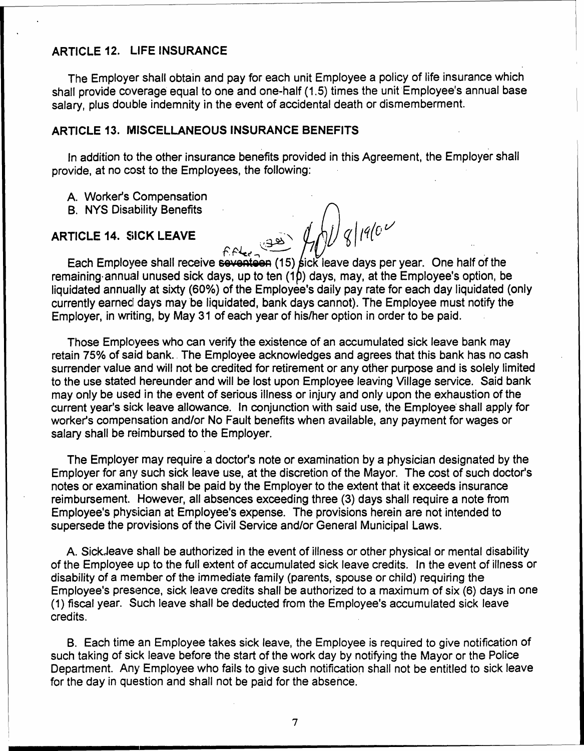## ARTICLE 12. LIFE INSURANCE

The Employer shall obtain and pay for each unit Employee a policy of life insurance which shall provide coverage equal to one and one-half (1.5) times the unit Employee's annual base salary, plus double indemnity in the event of accidental death or dismemberment.

## ARTICLE 13. MISCELLANEOUS INSURANCE BENEFITS

In addition to the other insurance benefits provided in this Agreement, the Employer shall provide, at no cost to the Employees, the following:

A. Worker's Compensation
B. NYS Disability Benefits

## ARTICLE 14. SICK LEAVE

Each Employee shall receive ~~seventeen~~ fifteen (15) sick leave days per year. One half of the remaining annual unused sick days, up to ten (10) days, may, at the Employee's option, be liquidated annually at sixty (60%) of the Employee's daily pay rate for each day liquidated (only currently earned days may be liquidated, bank days cannot). The Employee must notify the Employer, in writing, by May 31 of each year of his/her option in order to be paid.

Those Employees who can verify the existence of an accumulated sick leave bank may retain 75% of said bank. The Employee acknowledges and agrees that this bank has no cash surrender value and will not be credited for retirement or any other purpose and is solely limited to the use stated hereunder and will be lost upon Employee leaving Village service. Said bank may only be used in the event of serious illness or injury and only upon the exhaustion of the current year's sick leave allowance. In conjunction with said use, the Employee shall apply for worker's compensation and/or No Fault benefits when available, any payment for wages or salary shall be reimbursed to the Employer.

The Employer may require a doctor's note or examination by a physician designated by the Employer for any such sick leave use, at the discretion of the Mayor. The cost of such doctor's notes or examination shall be paid by the Employer to the extent that it exceeds insurance reimbursement. However, all absences exceeding three (3) days shall require a note from Employee's physician at Employee's expense. The provisions herein are not intended to supersede the provisions of the Civil Service and/or General Municipal Laws.

A. Sick leave shall be authorized in the event of illness or other physical or mental disability of the Employee up to the full extent of accumulated sick leave credits. In the event of illness or disability of a member of the immediate family (parents, spouse or child) requiring the Employee's presence, sick leave credits shall be authorized to a maximum of six (6) days in one (1) fiscal year. Such leave shall be deducted from the Employee's accumulated sick leave credits.

B. Each time an Employee takes sick leave, the Employee is required to give notification of such taking of sick leave before the start of the work day by notifying the Mayor or the Police Department. Any Employee who fails to give such notification shall not be entitled to sick leave for the day in question and shall not be paid for the absence.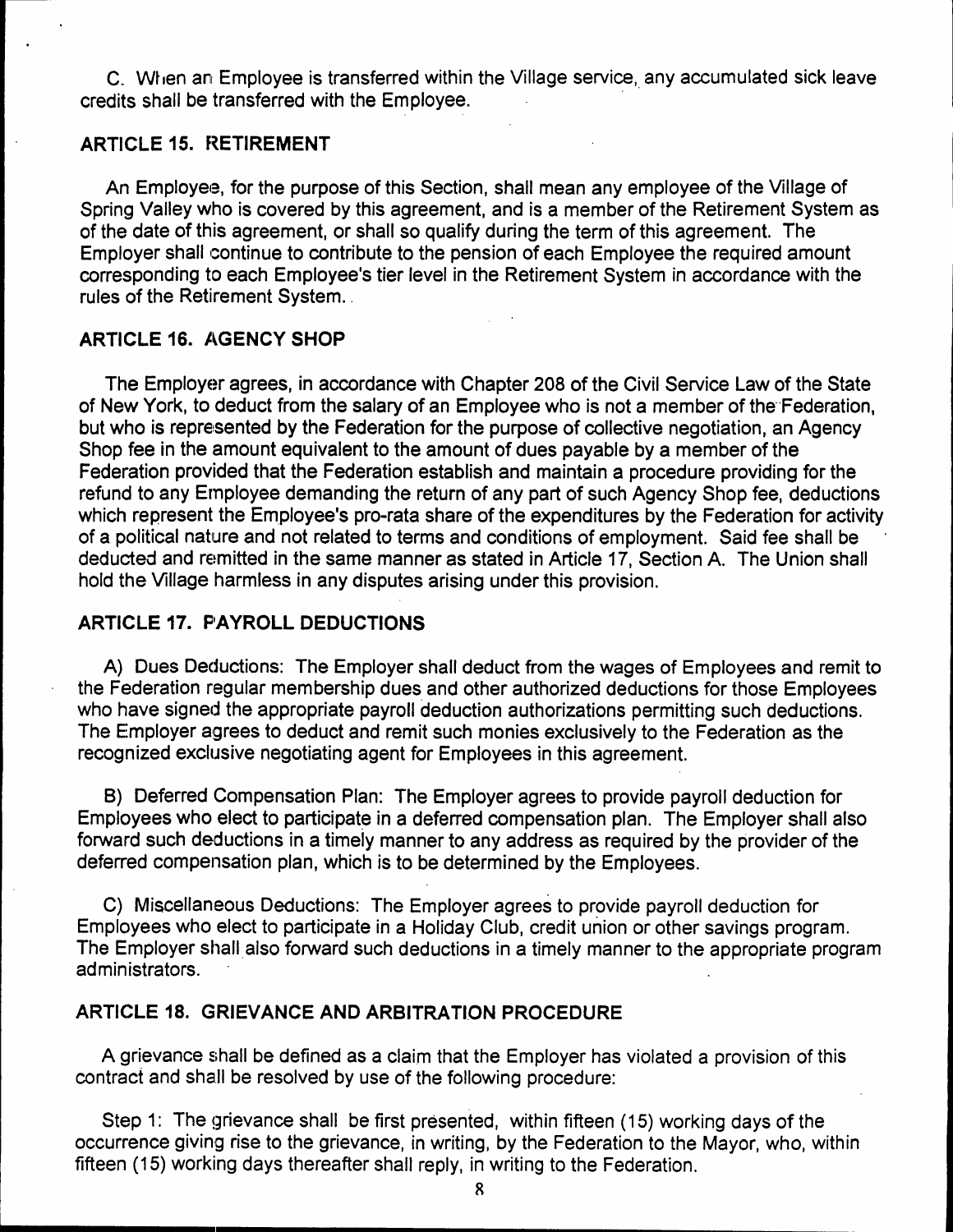C. When an Employee is transferred within the Village service, any accumulated sick leave credits shall be transferred with the Employee.

## ARTICLE 15. RETIREMENT

An Employee, for the purpose of this Section, shall mean any employee of the Village of Spring Valley who is covered by this agreement, and is a member of the Retirement System as of the date of this agreement, or shall so qualify during the term of this agreement. The Employer shall continue to contribute to the pension of each Employee the required amount corresponding to each Employee's tier level in the Retirement System in accordance with the rules of the Retirement System.

## ARTICLE 16. AGENCY SHOP

The Employer agrees, in accordance with Chapter 208 of the Civil Service Law of the State of New York, to deduct from the salary of an Employee who is not a member of the Federation, but who is represented by the Federation for the purpose of collective negotiation, an Agency Shop fee in the amount equivalent to the amount of dues payable by a member of the Federation provided that the Federation establish and maintain a procedure providing for the refund to any Employee demanding the return of any part of such Agency Shop fee, deductions which represent the Employee's pro-rata share of the expenditures by the Federation for activity of a political nature and not related to terms and conditions of employment. Said fee shall be deducted and remitted in the same manner as stated in Article 17, Section A. The Union shall hold the Village harmless in any disputes arising under this provision.

## ARTICLE 17. PAYROLL DEDUCTIONS

A) Dues Deductions: The Employer shall deduct from the wages of Employees and remit to the Federation regular membership dues and other authorized deductions for those Employees who have signed the appropriate payroll deduction authorizations permitting such deductions. The Employer agrees to deduct and remit such monies exclusively to the Federation as the recognized exclusive negotiating agent for Employees in this agreement.

B) Deferred Compensation Plan: The Employer agrees to provide payroll deduction for Employees who elect to participate in a deferred compensation plan. The Employer shall also forward such deductions in a timely manner to any address as required by the provider of the deferred compensation plan, which is to be determined by the Employees.

C) Miscellaneous Deductions: The Employer agrees to provide payroll deduction for Employees who elect to participate in a Holiday Club, credit union or other savings program. The Employer shall also forward such deductions in a timely manner to the appropriate program administrators.

## ARTICLE 18. GRIEVANCE AND ARBITRATION PROCEDURE

A grievance shall be defined as a claim that the Employer has violated a provision of this contract and shall be resolved by use of the following procedure:

Step 1: The grievance shall be first presented, within fifteen (15) working days of the occurrence giving rise to the grievance, in writing, by the Federation to the Mayor, who, within fifteen (15) working days thereafter shall reply, in writing to the Federation.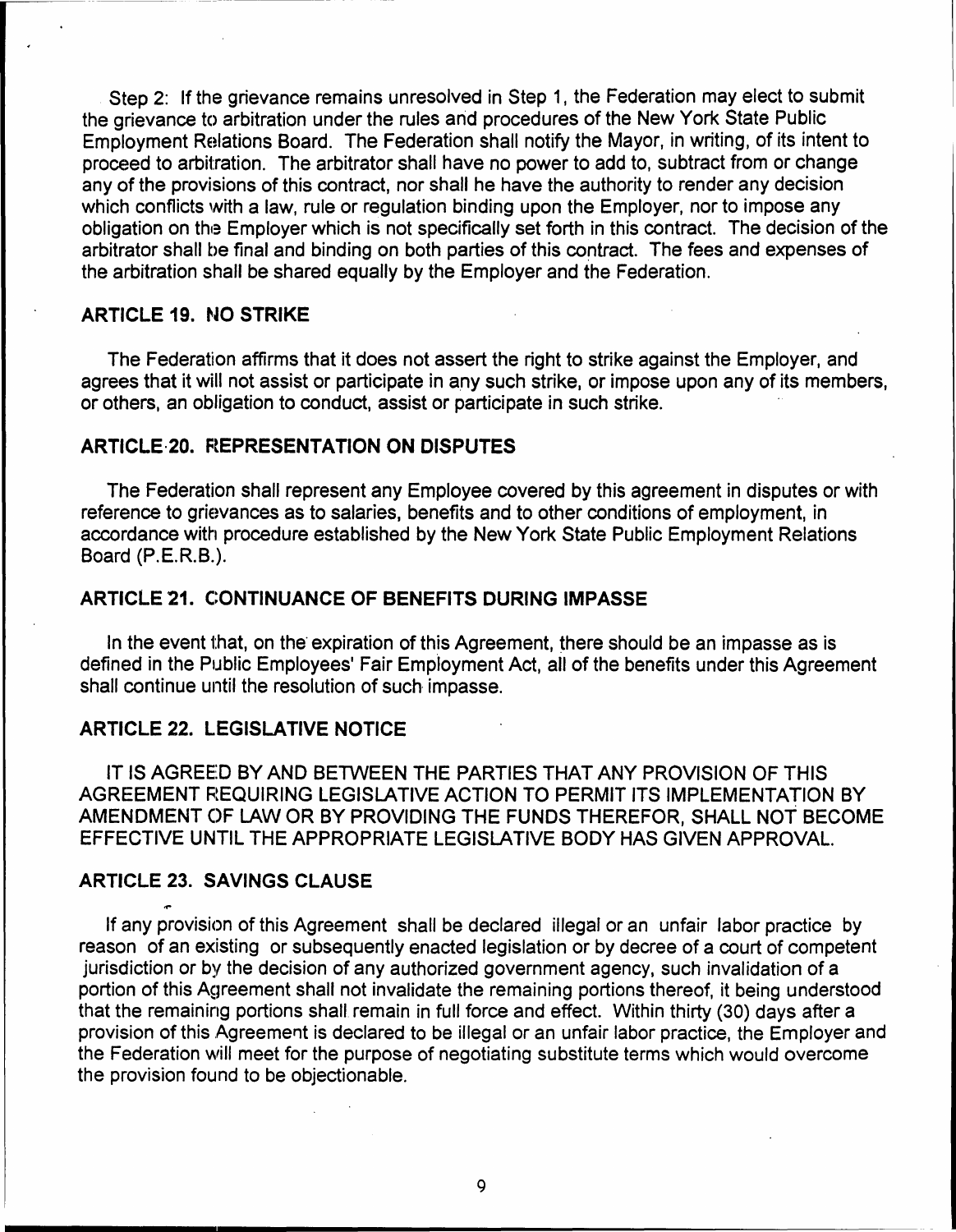Step 2: If the grievance remains unresolved in Step 1, the Federation may elect to submit the grievance to arbitration under the rules and procedures of the New York State Public Employment Relations Board. The Federation shall notify the Mayor, in writing, of its intent to proceed to arbitration. The arbitrator shall have no power to add to, subtract from or change any of the provisions of this contract, nor shall he have the authority to render any decision which conflicts with a law, rule or regulation binding upon the Employer, nor to impose any obligation on the Employer which is not specifically set forth in this contract. The decision of the arbitrator shall be final and binding on both parties of this contract. The fees and expenses of the arbitration shall be shared equally by the Employer and the Federation.

## ARTICLE 19. NO STRIKE

The Federation affirms that it does not assert the right to strike against the Employer, and agrees that it will not assist or participate in any such strike, or impose upon any of its members, or others, an obligation to conduct, assist or participate in such strike.

## ARTICLE 20. REPRESENTATION ON DISPUTES

The Federation shall represent any Employee covered by this agreement in disputes or with reference to grievances as to salaries, benefits and to other conditions of employment, in accordance with procedure established by the New York State Public Employment Relations Board (P.E.R.B.).

## ARTICLE 21. CONTINUANCE OF BENEFITS DURING IMPASSE

In the event that, on the expiration of this Agreement, there should be an impasse as is defined in the Public Employees' Fair Employment Act, all of the benefits under this Agreement shall continue until the resolution of such impasse.

## ARTICLE 22. LEGISLATIVE NOTICE

IT IS AGREED BY AND BETWEEN THE PARTIES THAT ANY PROVISION OF THIS AGREEMENT REQUIRING LEGISLATIVE ACTION TO PERMIT ITS IMPLEMENTATION BY AMENDMENT OF LAW OR BY PROVIDING THE FUNDS THEREFOR, SHALL NOT BECOME EFFECTIVE UNTIL THE APPROPRIATE LEGISLATIVE BODY HAS GIVEN APPROVAL.

## ARTICLE 23. SAVINGS CLAUSE

If any provision of this Agreement shall be declared illegal or an unfair labor practice by reason of an existing or subsequently enacted legislation or by decree of a court of competent jurisdiction or by the decision of any authorized government agency, such invalidation of a portion of this Agreement shall not invalidate the remaining portions thereof, it being understood that the remaining portions shall remain in full force and effect. Within thirty (30) days after a provision of this Agreement is declared to be illegal or an unfair labor practice, the Employer and the Federation will meet for the purpose of negotiating substitute terms which would overcome the provision found to be objectionable.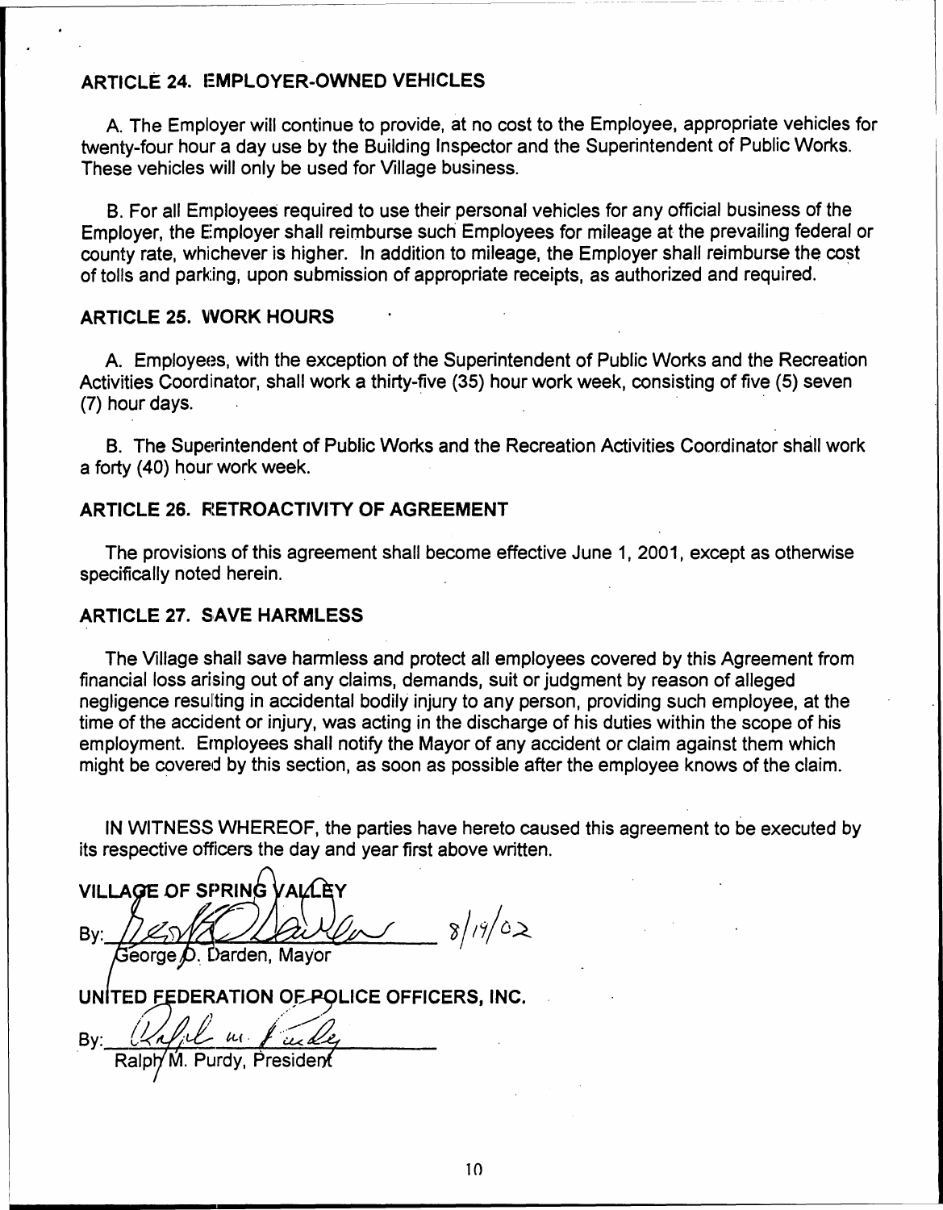## ARTICLE 24. EMPLOYER-OWNED VEHICLES

A. The Employer will continue to provide, at no cost to the Employee, appropriate vehicles for twenty-four hour a day use by the Building Inspector and the Superintendent of Public Works. These vehicles will only be used for Village business.

B. For all Employees required to use their personal vehicles for any official business of the Employer, the Employer shall reimburse such Employees for mileage at the prevailing federal or county rate, whichever is higher. In addition to mileage, the Employer shall reimburse the cost of tolls and parking, upon submission of appropriate receipts, as authorized and required.

## ARTICLE 25. WORK HOURS

A. Employees, with the exception of the Superintendent of Public Works and the Recreation Activities Coordinator, shall work a thirty-five (35) hour work week, consisting of five (5) seven (7) hour days.

B. The Superintendent of Public Works and the Recreation Activities Coordinator shall work a forty (40) hour work week.

## ARTICLE 26. RETROACTIVITY OF AGREEMENT

The provisions of this agreement shall become effective June 1, 2001, except as otherwise specifically noted herein.

## ARTICLE 27. SAVE HARMLESS

The Village shall save harmless and protect all employees covered by this Agreement from financial loss arising out of any claims, demands, suit or judgment by reason of alleged negligence resulting in accidental bodily injury to any person, providing such employee, at the time of the accident or injury, was acting in the discharge of his duties within the scope of his employment. Employees shall notify the Mayor of any accident or claim against them which might be covered by this section, as soon as possible after the employee knows of the claim.

IN WITNESS WHEREOF, the parties have hereto caused this agreement to be executed by its respective officers the day and year first above written.

**VILLAGE OF SPRING VALLEY**

By: _________________________ 8/19/02
George D. Darden, Mayor

**UNITED FEDERATION OF POLICE OFFICERS, INC.**

By: _________________________
Ralph M. Purdy, President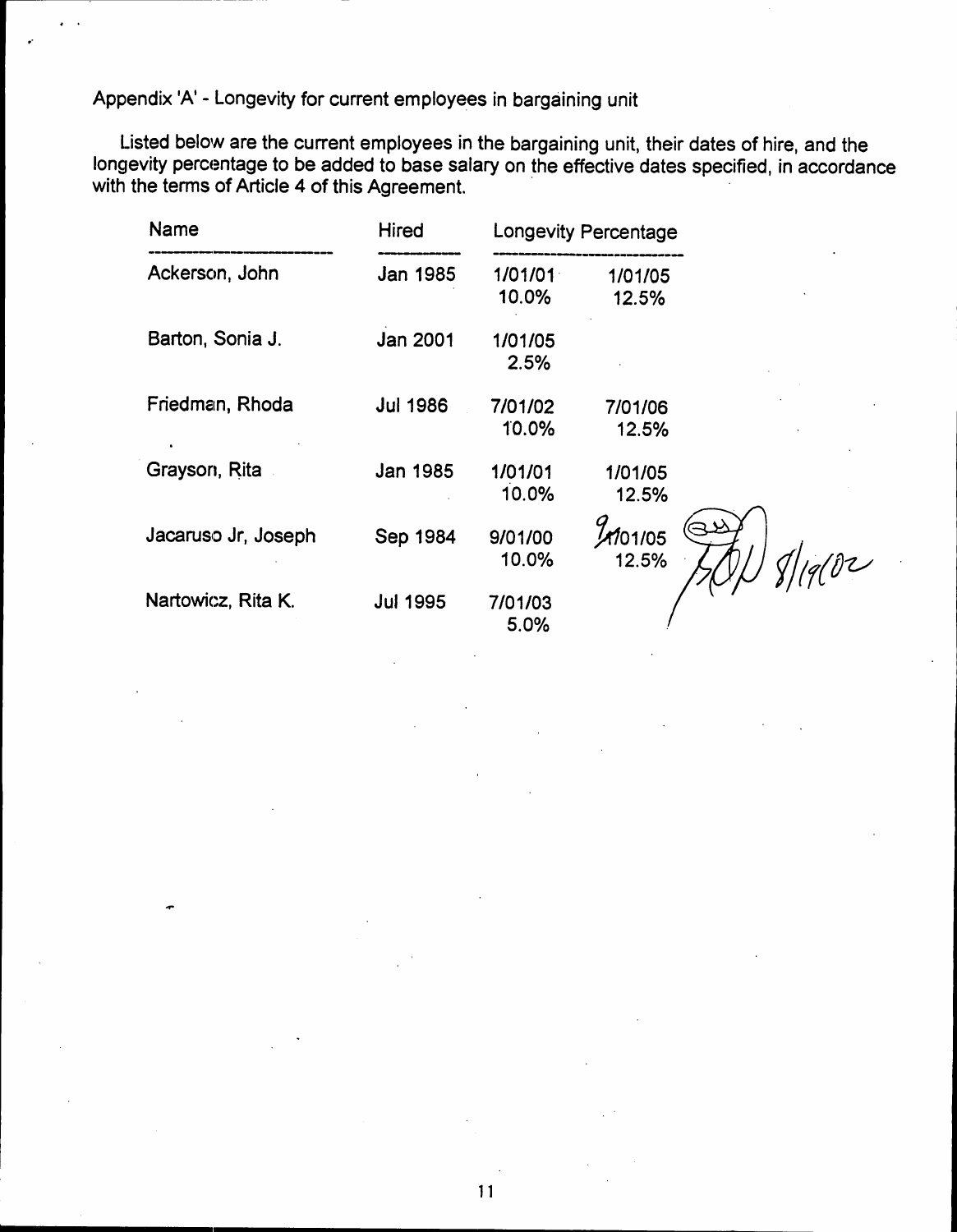Appendix 'A' - Longevity for current employees in bargaining unit

Listed below are the current employees in the bargaining unit, their dates of hire, and the longevity percentage to be added to base salary on the effective dates specified, in accordance with the terms of Article 4 of this Agreement.

| Name | Hired | Longevity Percentage | |
|---|---|---|---|
| Ackerson, John | Jan 1985 | 1/01/01<br>10.0% | 1/01/05<br>12.5% |
| Barton, Sonia J. | Jan 2001 | 1/01/05<br>2.5% | |
| Friedman, Rhoda | Jul 1986 | 7/01/02<br>10.0% | 7/01/06<br>12.5% |
| Grayson, Rita | Jan 1985 | 1/01/01<br>10.0% | 1/01/05<br>12.5% |
| Jacaruso Jr, Joseph | Sep 1984 | 9/01/00<br>10.0% | 9/01/05<br>12.5% |
| Nartowicz, Rita K. | Jul 1995 | 7/01/03<br>5.0% | |

8/19/02